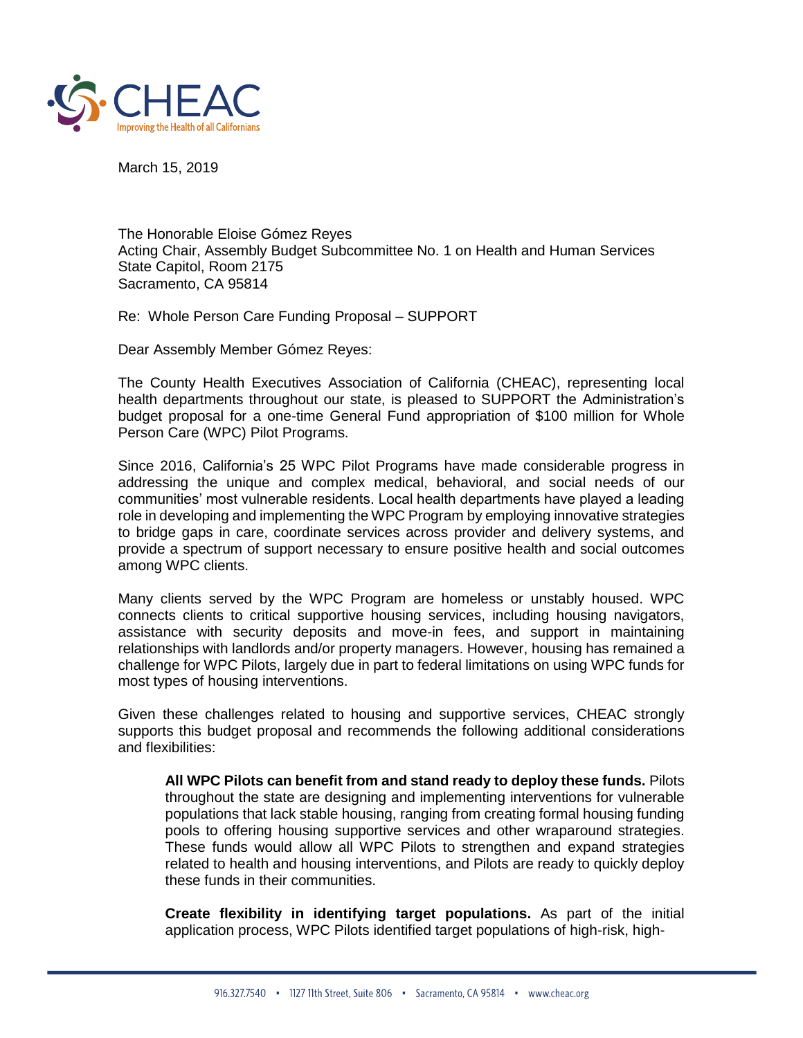CHEAC

Improving the Health of all Californians

March 15, 2019

The Honorable Eloise Gómez Reyes
Acting Chair, Assembly Budget Subcommittee No. 1 on Health and Human Services
State Capitol, Room 2175
Sacramento, CA 95814

Re: Whole Person Care Funding Proposal – SUPPORT

Dear Assembly Member Gómez Reyes:

The County Health Executives Association of California (CHEAC), representing local health departments throughout our state, is pleased to SUPPORT the Administration's budget proposal for a one-time General Fund appropriation of $100 million for Whole Person Care (WPC) Pilot Programs.

Since 2016, California's 25 WPC Pilot Programs have made considerable progress in addressing the unique and complex medical, behavioral, and social needs of our communities' most vulnerable residents. Local health departments have played a leading role in developing and implementing the WPC Program by employing innovative strategies to bridge gaps in care, coordinate services across provider and delivery systems, and provide a spectrum of support necessary to ensure positive health and social outcomes among WPC clients.

Many clients served by the WPC Program are homeless or unstably housed. WPC connects clients to critical supportive housing services, including housing navigators, assistance with security deposits and move-in fees, and support in maintaining relationships with landlords and/or property managers. However, housing has remained a challenge for WPC Pilots, largely due in part to federal limitations on using WPC funds for most types of housing interventions.

Given these challenges related to housing and supportive services, CHEAC strongly supports this budget proposal and recommends the following additional considerations and flexibilities:

**All WPC Pilots can benefit from and stand ready to deploy these funds.** Pilots throughout the state are designing and implementing interventions for vulnerable populations that lack stable housing, ranging from creating formal housing funding pools to offering housing supportive services and other wraparound strategies. These funds would allow all WPC Pilots to strengthen and expand strategies related to health and housing interventions, and Pilots are ready to quickly deploy these funds in their communities.

**Create flexibility in identifying target populations.** As part of the initial application process, WPC Pilots identified target populations of high-risk, high-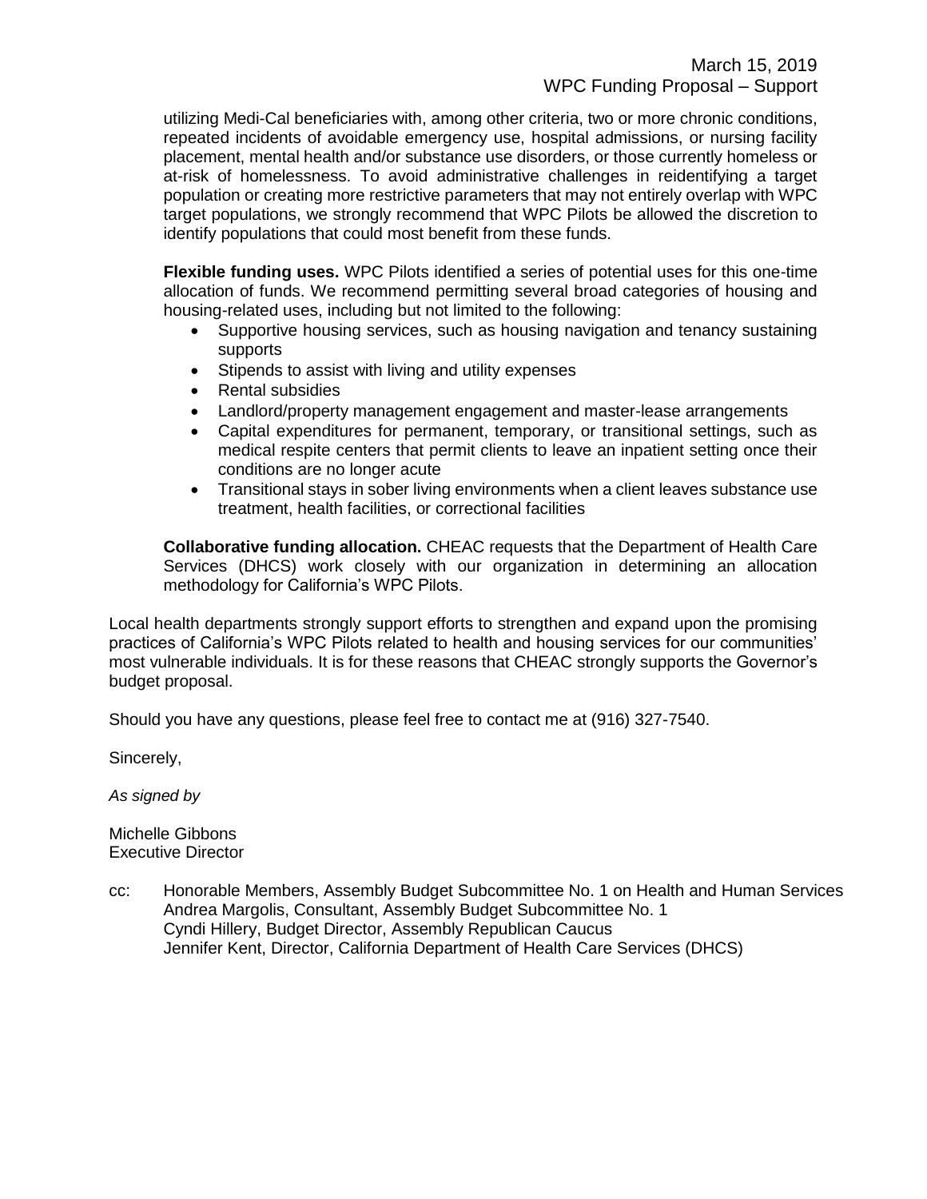utilizing Medi-Cal beneficiaries with, among other criteria, two or more chronic conditions, repeated incidents of avoidable emergency use, hospital admissions, or nursing facility placement, mental health and/or substance use disorders, or those currently homeless or at-risk of homelessness. To avoid administrative challenges in reidentifying a target population or creating more restrictive parameters that may not entirely overlap with WPC target populations, we strongly recommend that WPC Pilots be allowed the discretion to identify populations that could most benefit from these funds.

**Flexible funding uses.** WPC Pilots identified a series of potential uses for this one-time allocation of funds. We recommend permitting several broad categories of housing and housing-related uses, including but not limited to the following:

- Supportive housing services, such as housing navigation and tenancy sustaining supports
- Stipends to assist with living and utility expenses
- Rental subsidies
- Landlord/property management engagement and master-lease arrangements
- Capital expenditures for permanent, temporary, or transitional settings, such as medical respite centers that permit clients to leave an inpatient setting once their conditions are no longer acute
- Transitional stays in sober living environments when a client leaves substance use treatment, health facilities, or correctional facilities

**Collaborative funding allocation.** CHEAC requests that the Department of Health Care Services (DHCS) work closely with our organization in determining an allocation methodology for California's WPC Pilots.

Local health departments strongly support efforts to strengthen and expand upon the promising practices of California's WPC Pilots related to health and housing services for our communities' most vulnerable individuals. It is for these reasons that CHEAC strongly supports the Governor's budget proposal.

Should you have any questions, please feel free to contact me at (916) 327-7540.

Sincerely,

*As signed by*

Michelle Gibbons
Executive Director

cc: Honorable Members, Assembly Budget Subcommittee No. 1 on Health and Human Services
Andrea Margolis, Consultant, Assembly Budget Subcommittee No. 1
Cyndi Hillery, Budget Director, Assembly Republican Caucus
Jennifer Kent, Director, California Department of Health Care Services (DHCS)